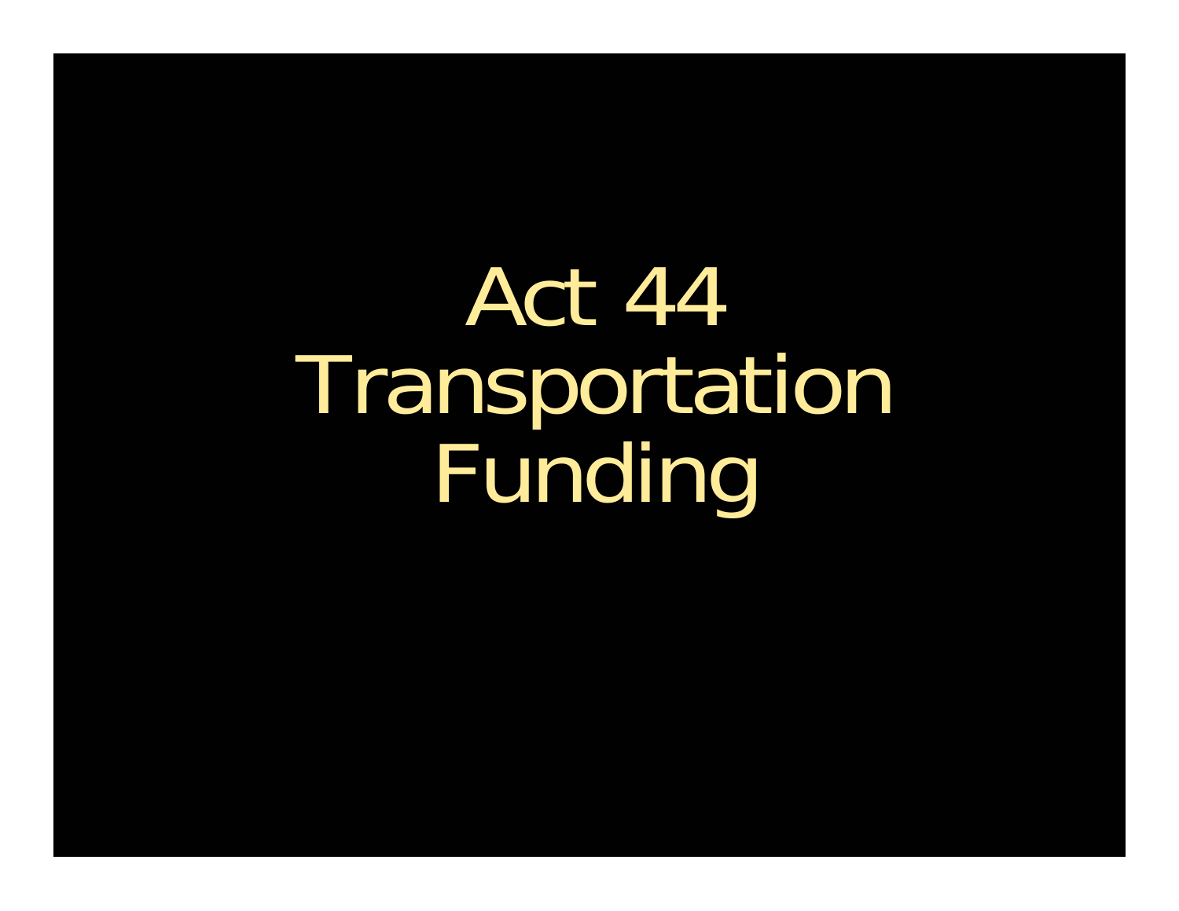# Act 44 Transportation Funding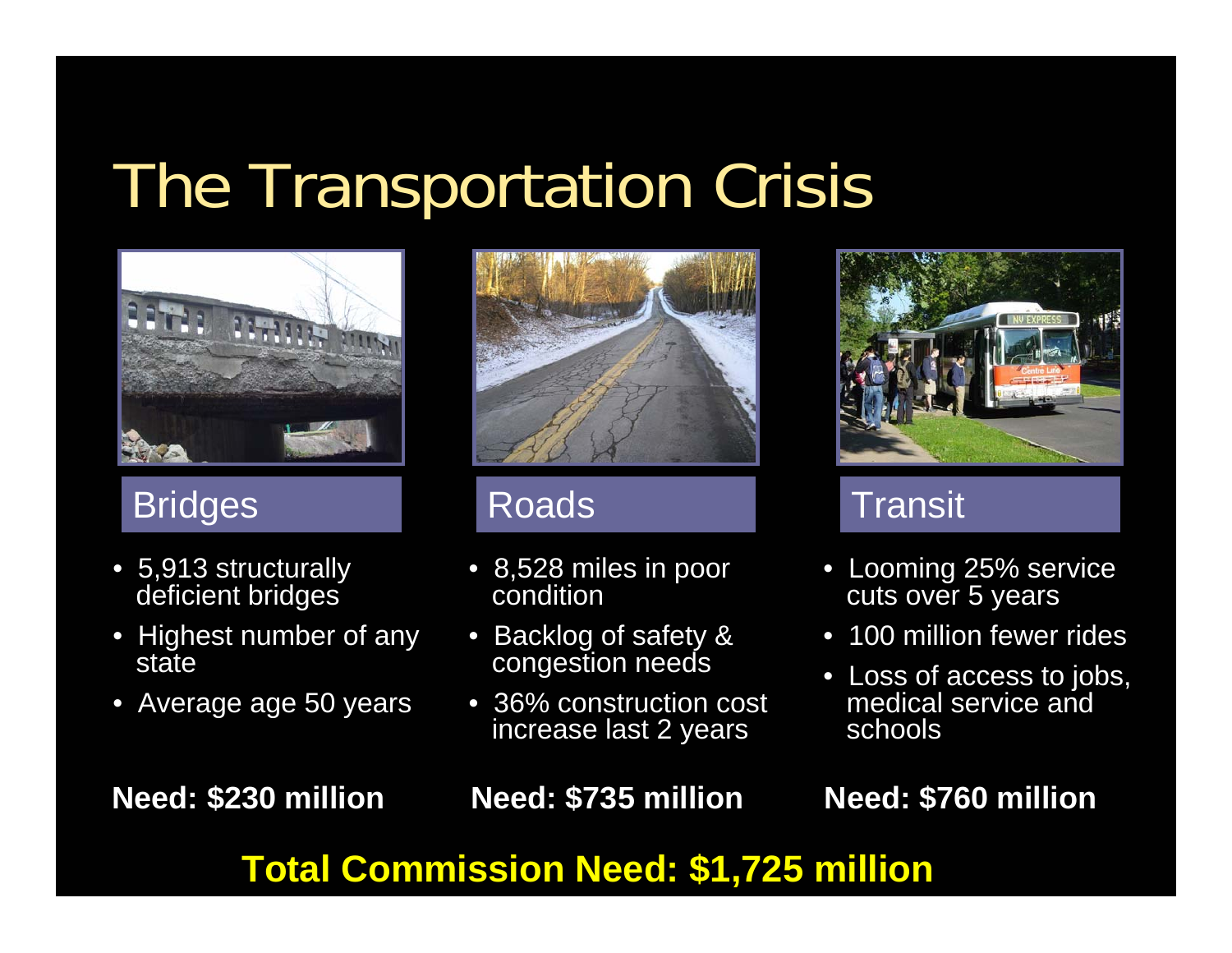# The Transportation Crisis

## Bridges

- 5,913 structurally deficient bridges
- Highest number of any state
- Average age 50 years

**Need: $230 million**

## Roads

- 8,528 miles in poor condition
- Backlog of safety & congestion needs
- 36% construction cost increase last 2 years

**Need: $735 million**

## Transit

- Looming 25% service cuts over 5 years
- 100 million fewer rides
- Loss of access to jobs, medical service and schools

**Need: $760 million**

**Total Commission Need: $1,725 million**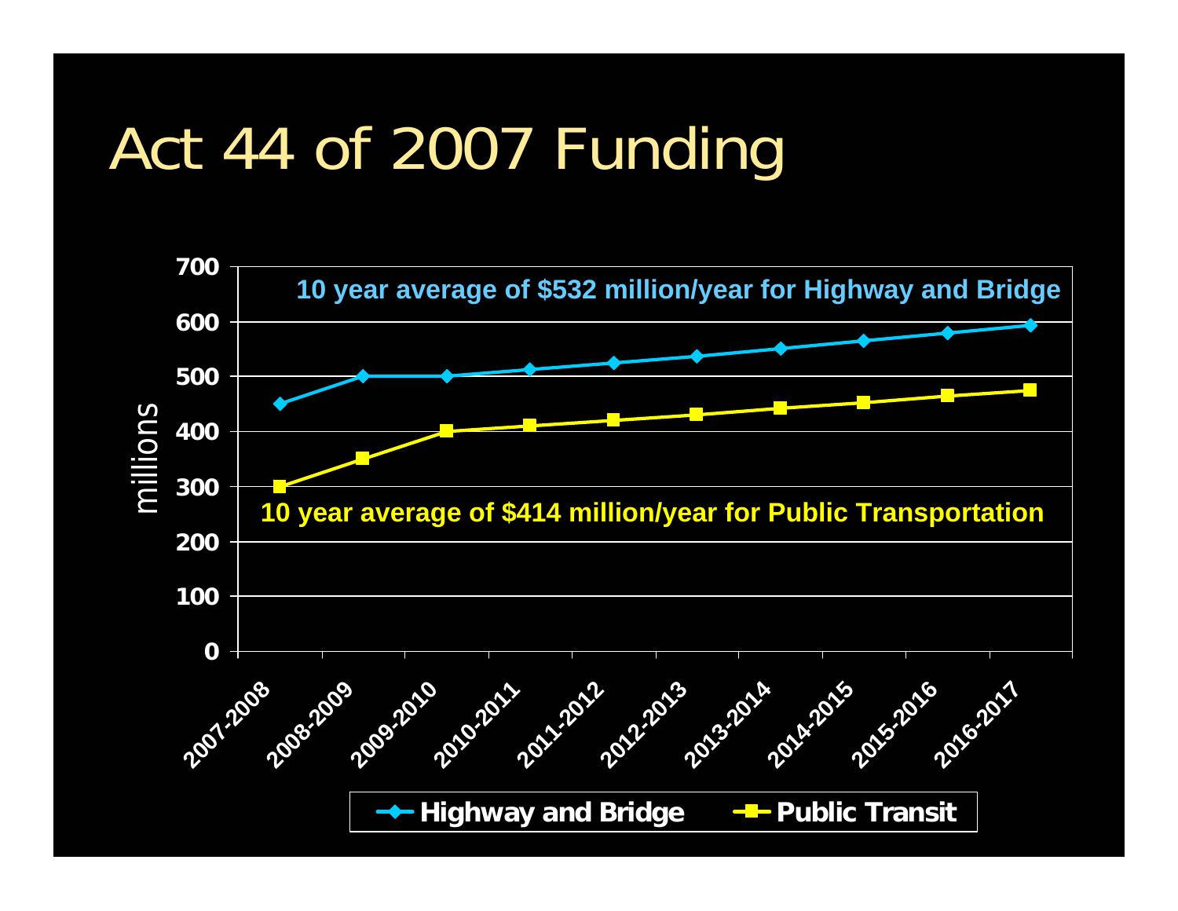# Act 44 of 2007 Funding

10 year average of $532 million/year for Highway and Bridge

10 year average of $414 million/year for Public Transportation

millions

0, 100, 200, 300, 400, 500, 600, 700

2007-2008, 2008-2009, 2009-2010, 2010-2011, 2011-2012, 2012-2013, 2013-2014, 2014-2015, 2015-2016, 2016-2017

Highway and Bridge — Public Transit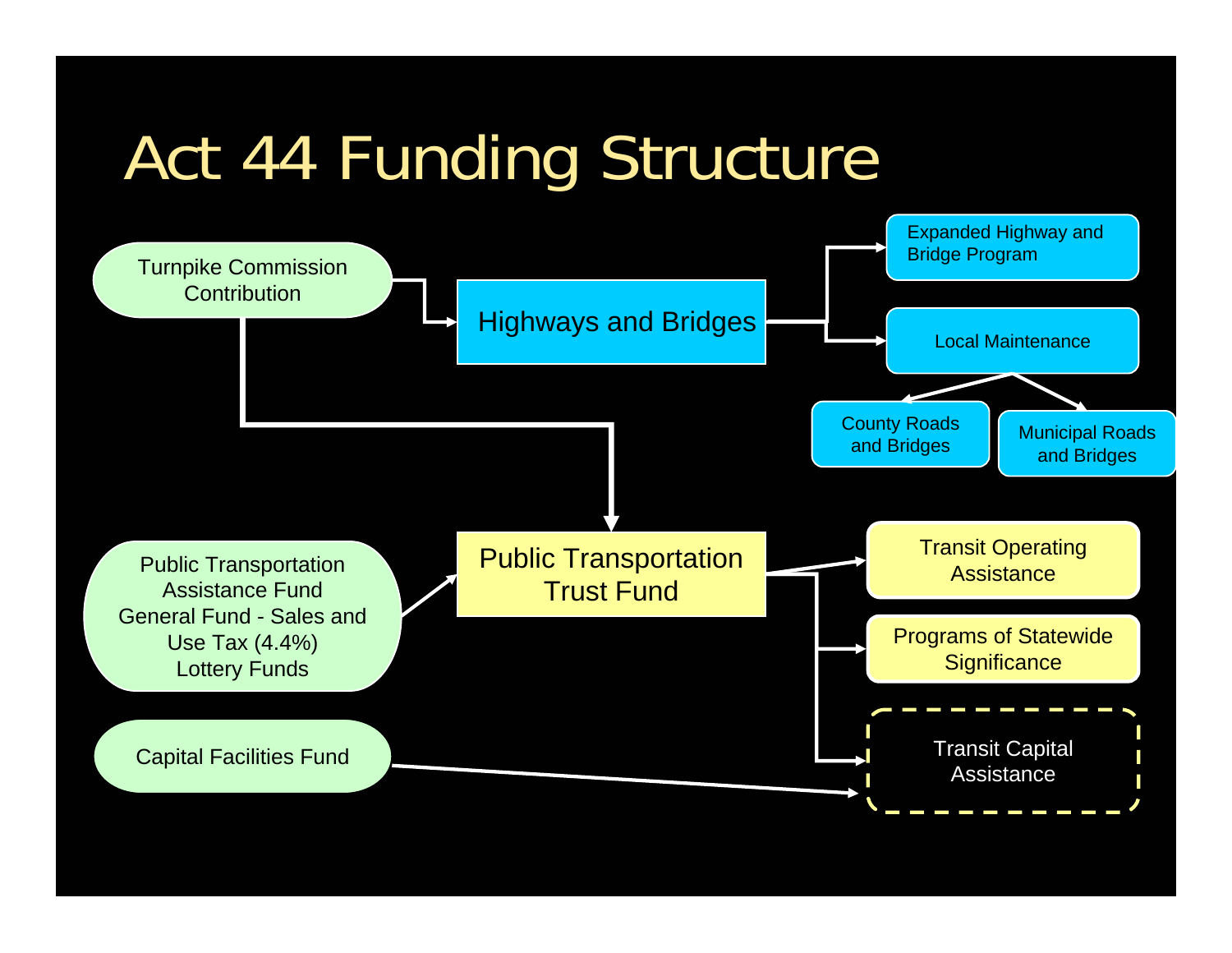# Act 44 Funding Structure

- Turnpike Commission Contribution
  - → Highways and Bridges
    - → Expanded Highway and Bridge Program
    - → Local Maintenance
      - → County Roads and Bridges
      - → Municipal Roads and Bridges
  - → Public Transportation Trust Fund
- Public Transportation Assistance Fund, General Fund - Sales and Use Tax (4.4%), Lottery Funds
  - → Public Transportation Trust Fund
    - → Transit Operating Assistance
    - → Programs of Statewide Significance
    - → Transit Capital Assistance
- Capital Facilities Fund
  - → Transit Capital Assistance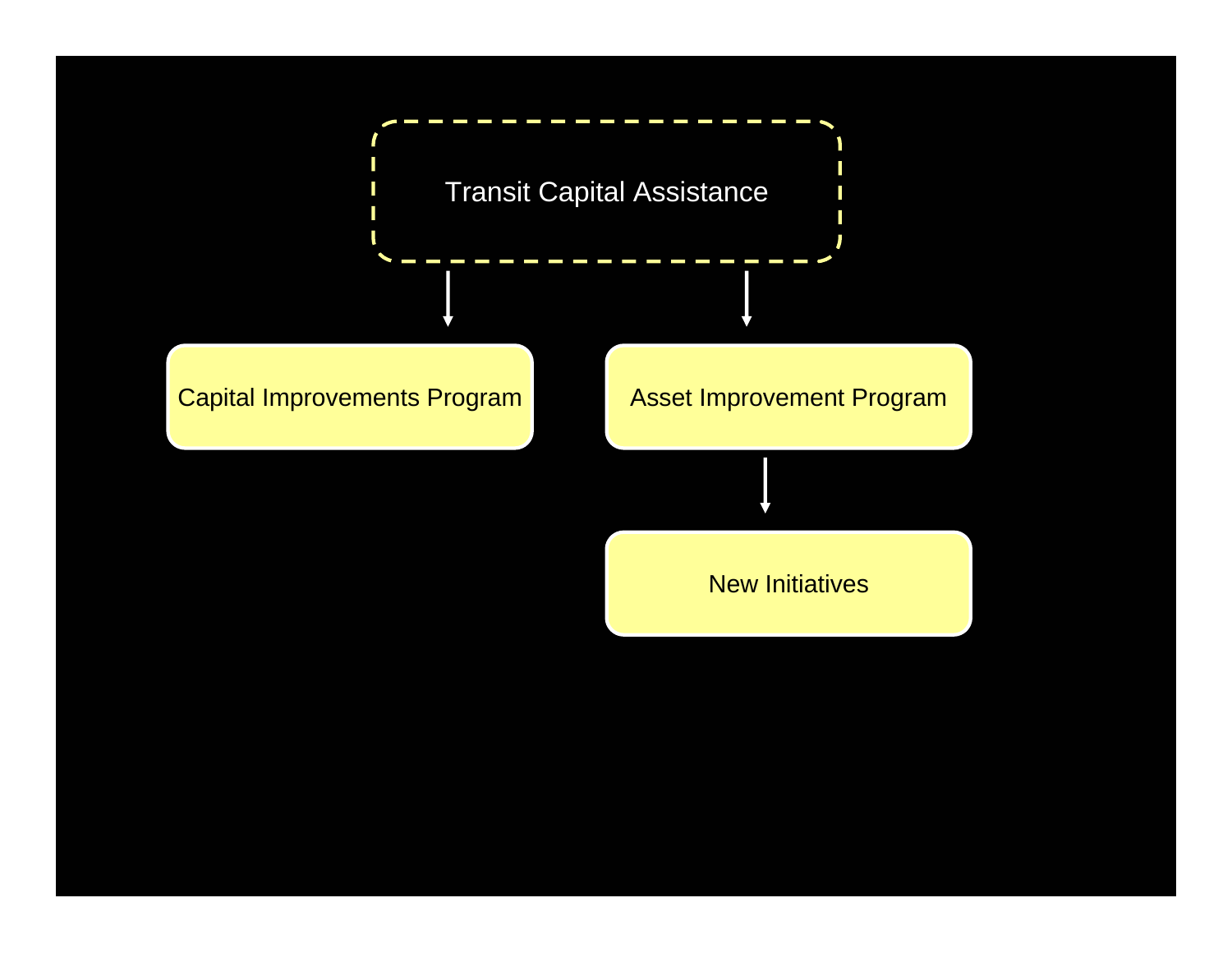Transit Capital Assistance

Capital Improvements Program

Asset Improvement Program

New Initiatives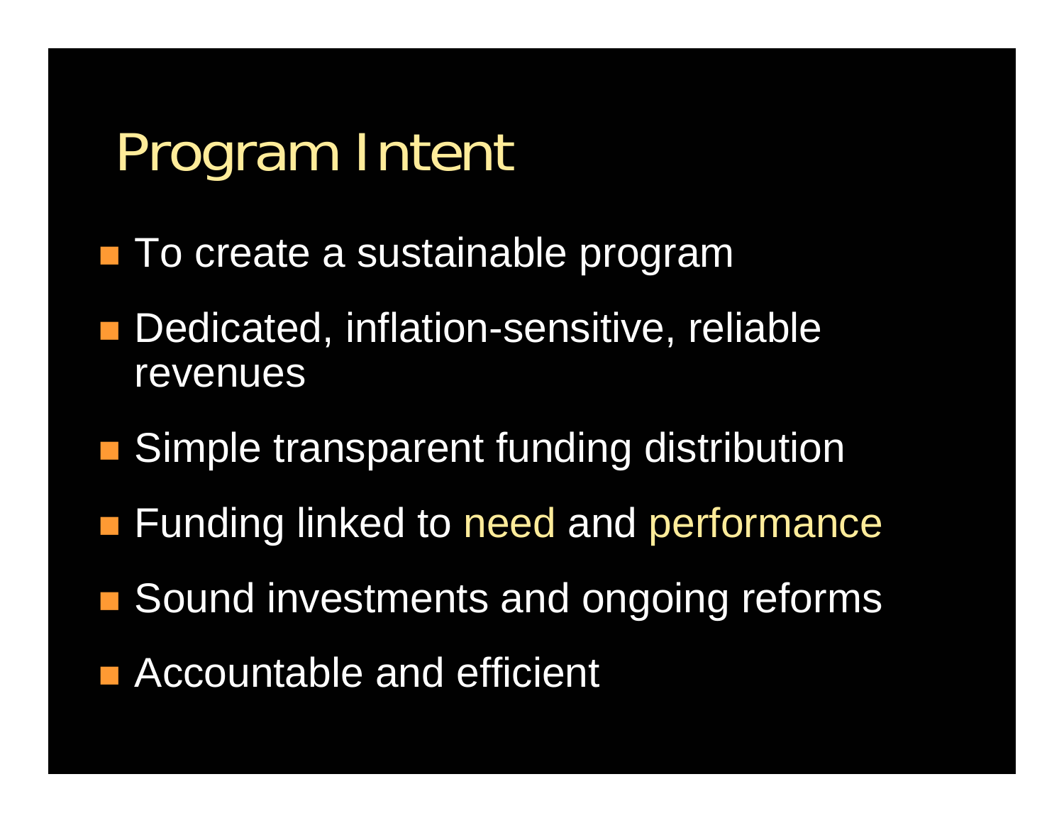# Program Intent

- To create a sustainable program
- Dedicated, inflation-sensitive, reliable revenues
- Simple transparent funding distribution
- Funding linked to need and performance
- Sound investments and ongoing reforms
- Accountable and efficient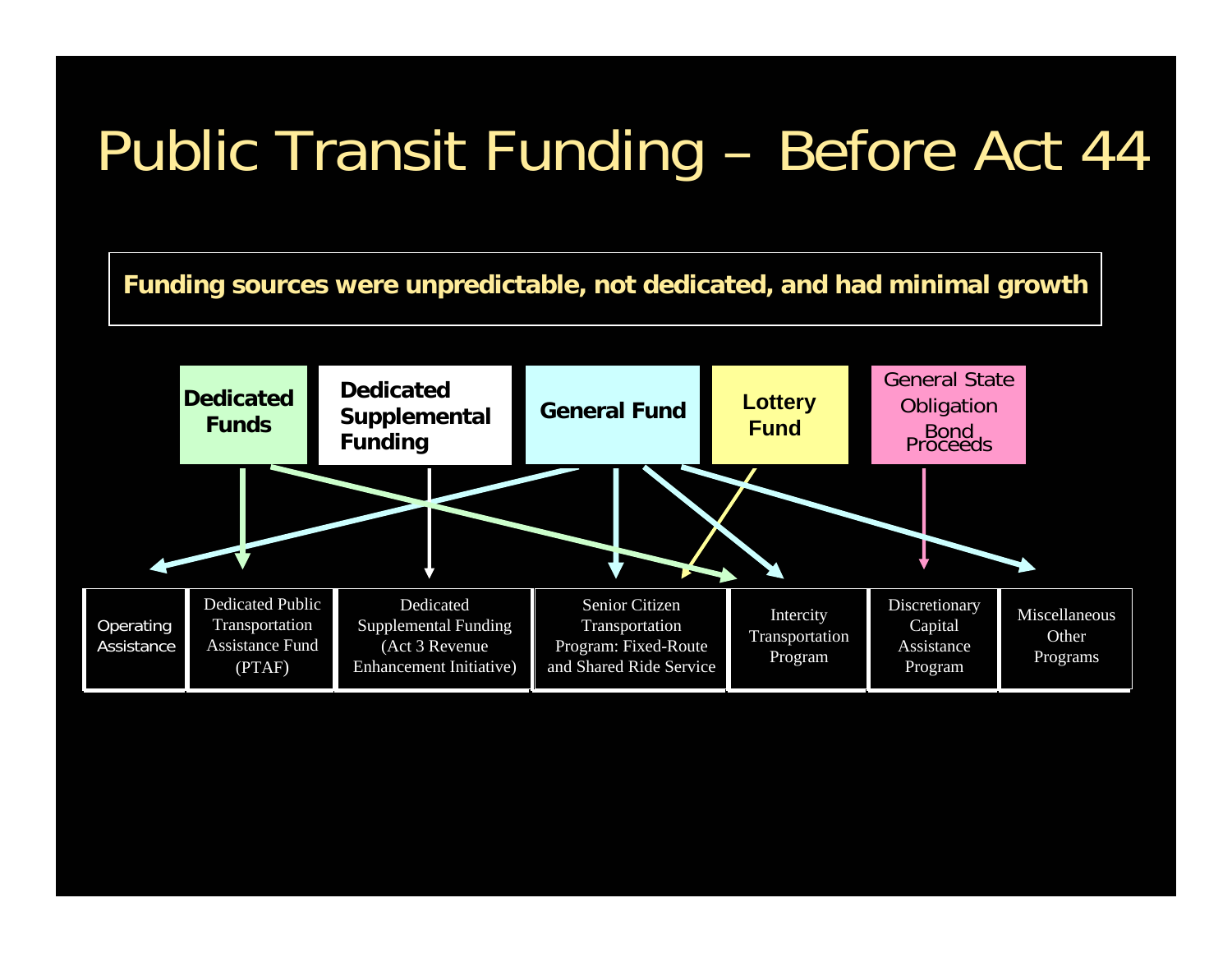# Public Transit Funding – Before Act 44

**Funding sources were unpredictable, not dedicated, and had minimal growth**

**Dedicated Funds**

**Dedicated Supplemental Funding**

**General Fund**

**Lottery Fund**

General State Obligation Bond Proceeds

Operating Assistance

Dedicated Public Transportation Assistance Fund (PTAF)

Dedicated Supplemental Funding (Act 3 Revenue Enhancement Initiative)

Senior Citizen Transportation Program: Fixed-Route and Shared Ride Service

Intercity Transportation Program

Discretionary Capital Assistance Program

Miscellaneous Other Programs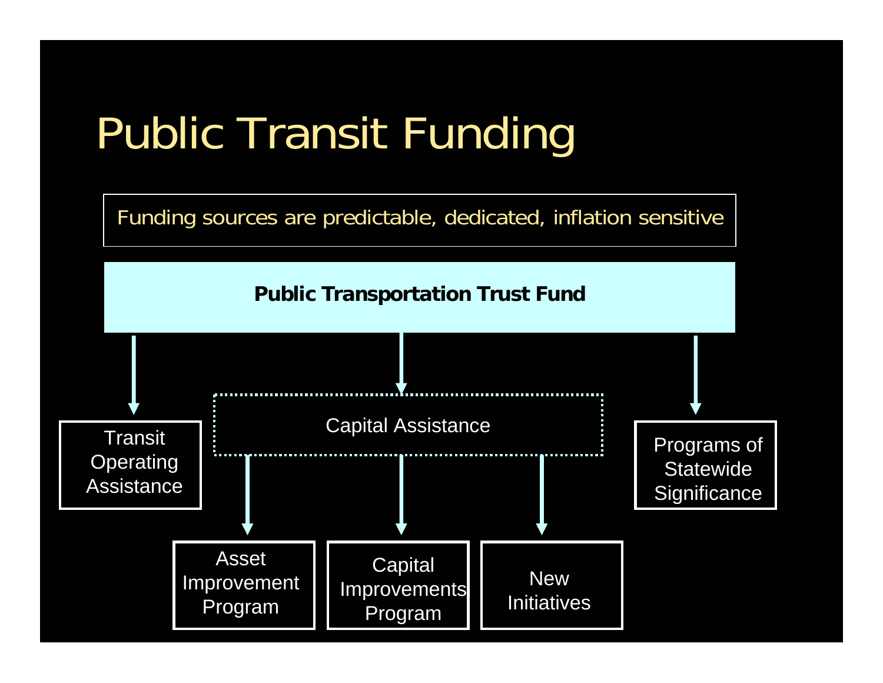# Public Transit Funding

Funding sources are predictable, dedicated, inflation sensitive

**Public Transportation Trust Fund**

- Transit Operating Assistance
- Capital Assistance
  - Asset Improvement Program
  - Capital Improvements Program
  - New Initiatives
- Programs of Statewide Significance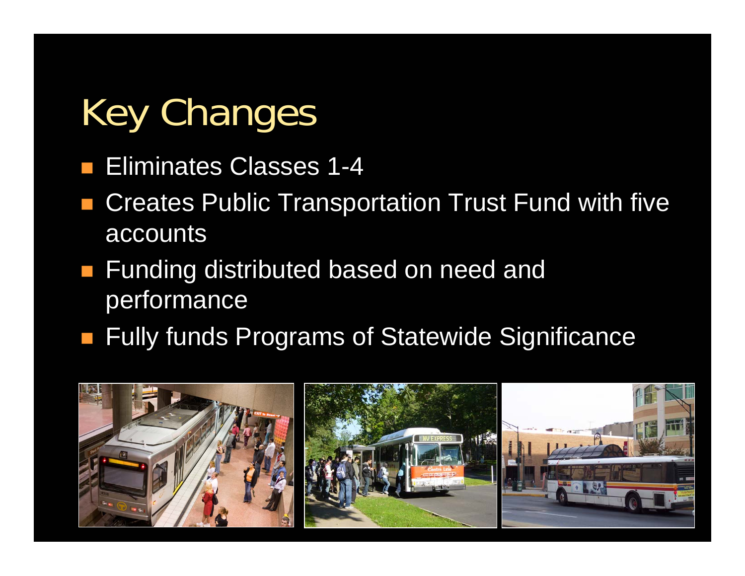# Key Changes

- Eliminates Classes 1-4
- Creates Public Transportation Trust Fund with five accounts
- Funding distributed based on need and performance
- Fully funds Programs of Statewide Significance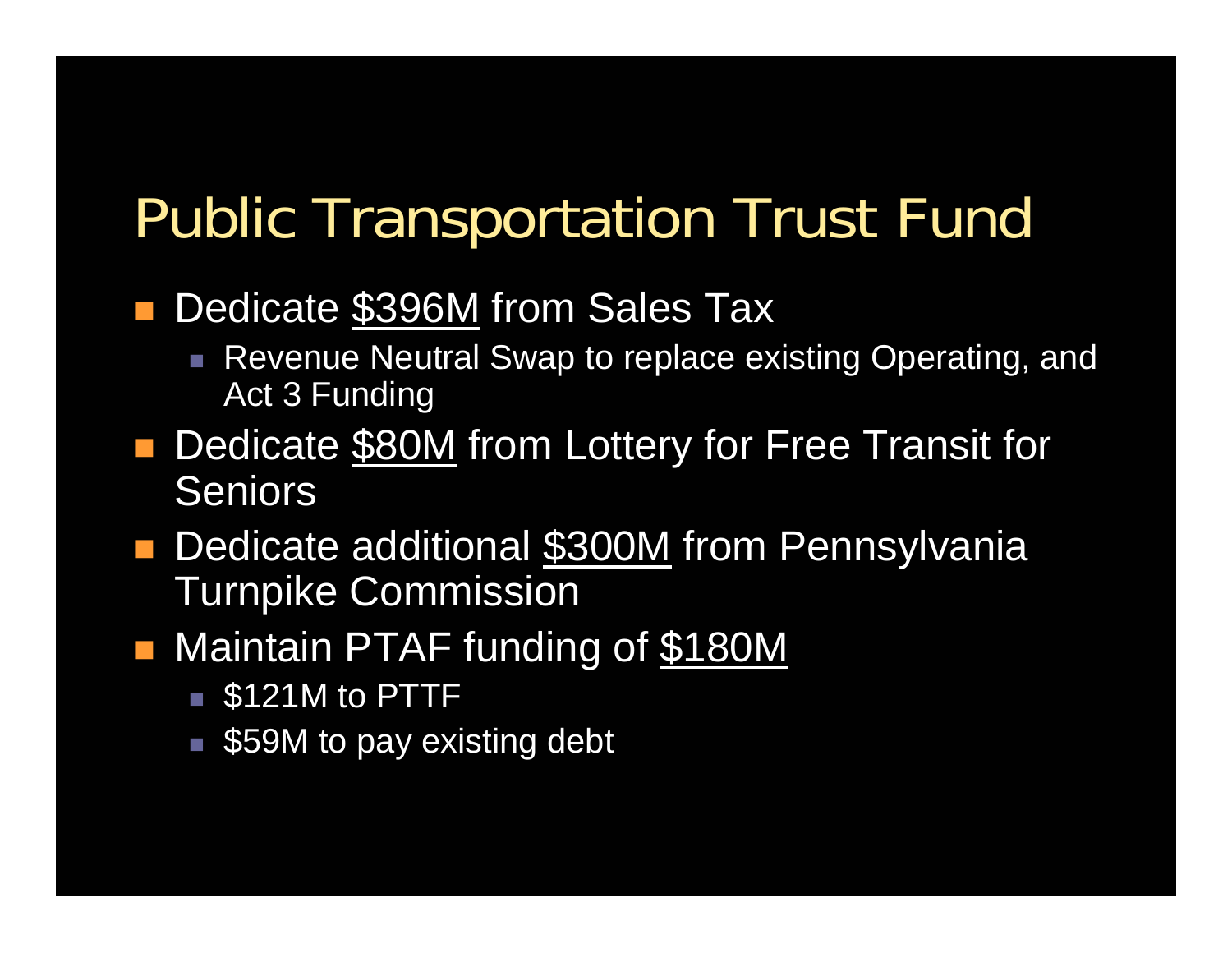# Public Transportation Trust Fund

- Dedicate <u>$396M</u> from Sales Tax
  - Revenue Neutral Swap to replace existing Operating, and Act 3 Funding
- Dedicate <u>$80M</u> from Lottery for Free Transit for Seniors
- Dedicate additional <u>$300M</u> from Pennsylvania Turnpike Commission
- Maintain PTAF funding of <u>$180M</u>
  - $121M to PTTF
  - $59M to pay existing debt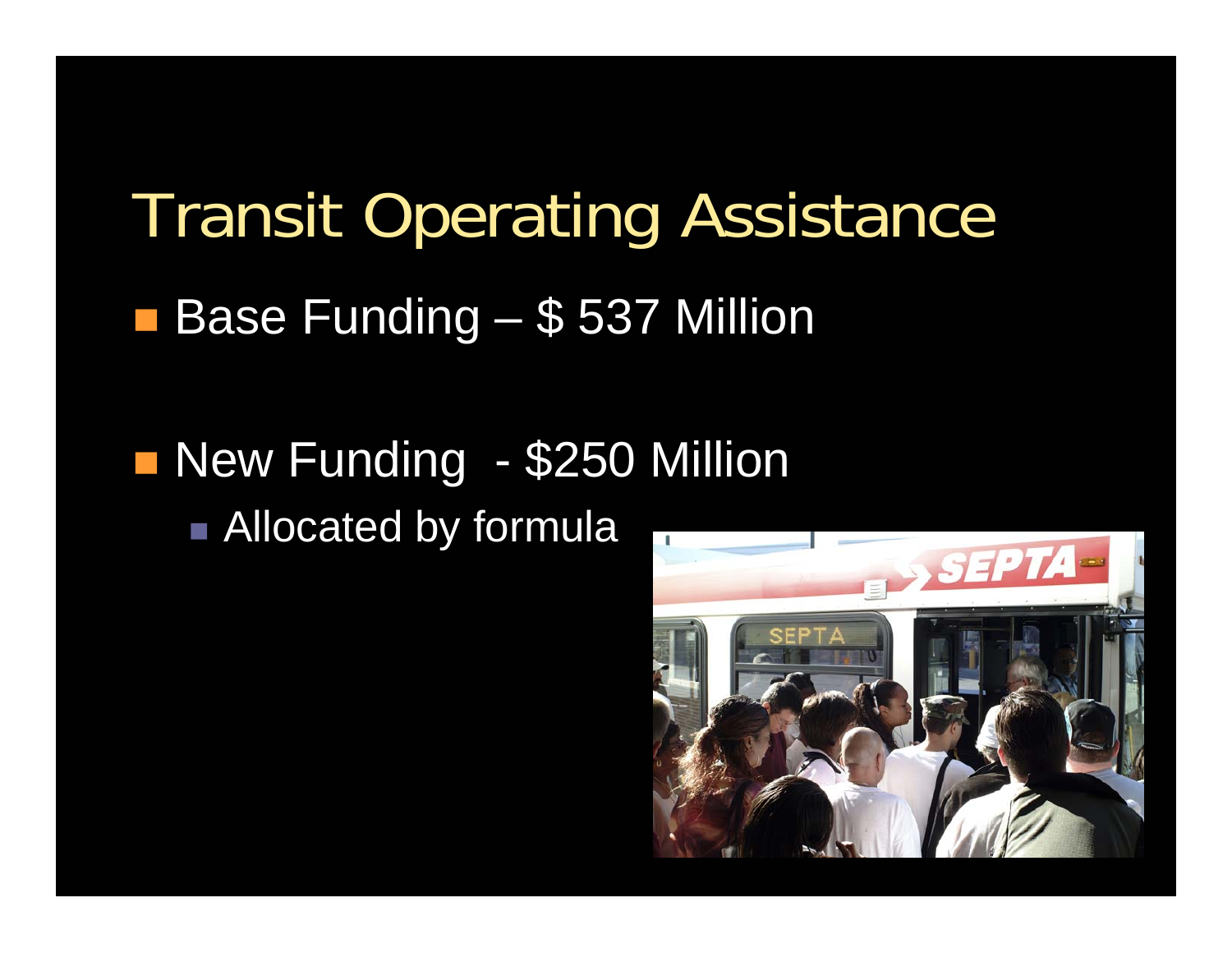# Transit Operating Assistance

- Base Funding – $ 537 Million
- New Funding - $250 Million
  - Allocated by formula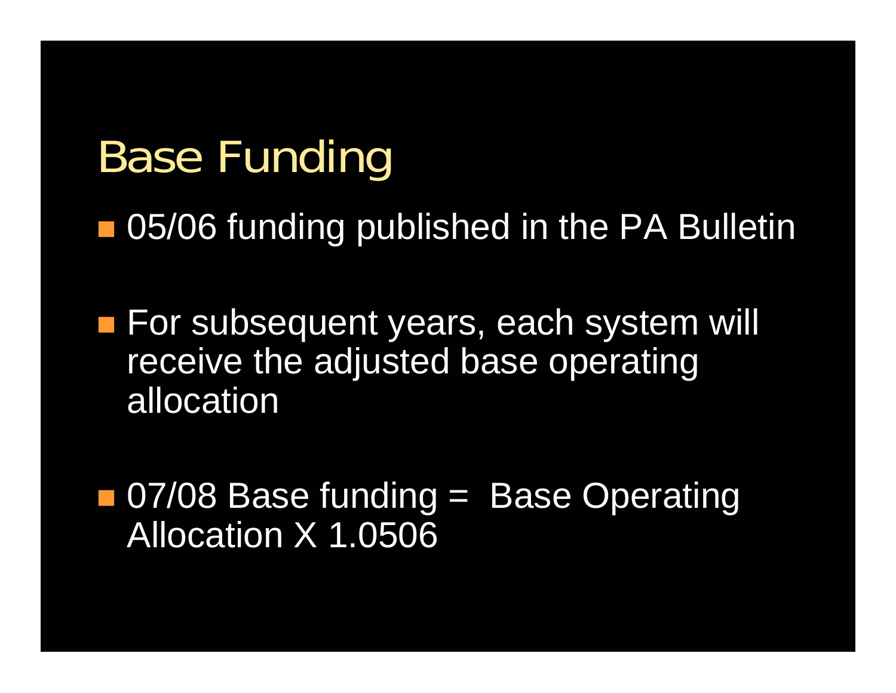# Base Funding

- 05/06 funding published in the PA Bulletin
- For subsequent years, each system will receive the adjusted base operating allocation
- 07/08 Base funding = Base Operating Allocation X 1.0506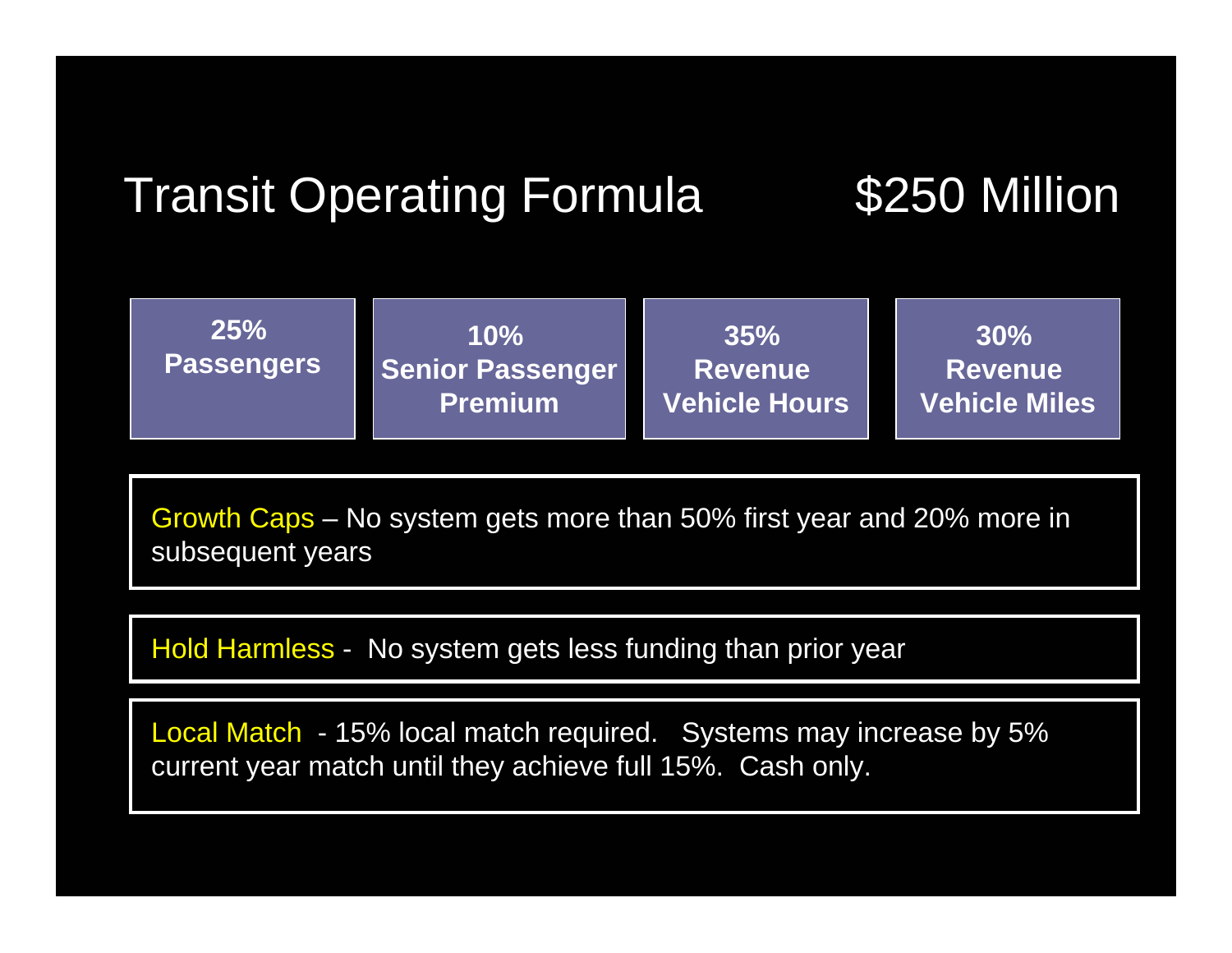# Transit Operating Formula $250 Million

| 25% Passengers | 10% Senior Passenger Premium | 35% Revenue Vehicle Hours | 30% Revenue Vehicle Miles |
|---|---|---|---|

Growth Caps – No system gets more than 50% first year and 20% more in subsequent years

Hold Harmless - No system gets less funding than prior year

Local Match - 15% local match required. Systems may increase by 5% current year match until they achieve full 15%. Cash only.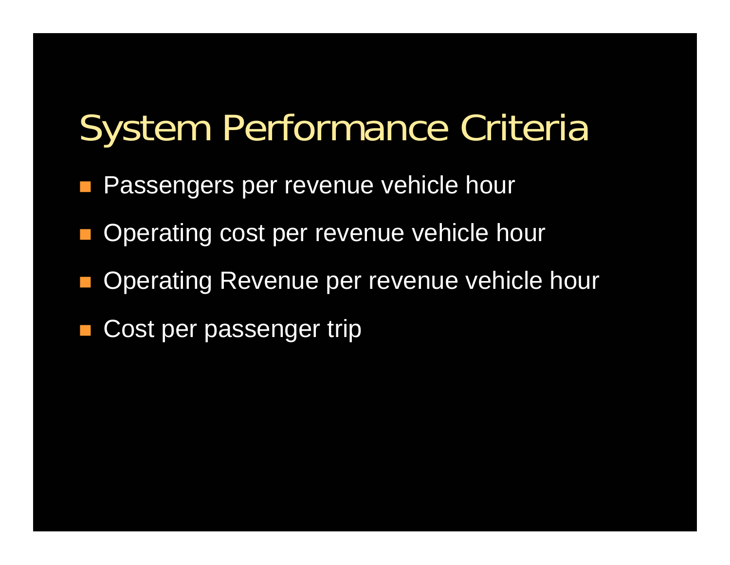# System Performance Criteria

- Passengers per revenue vehicle hour
- Operating cost per revenue vehicle hour
- Operating Revenue per revenue vehicle hour
- Cost per passenger trip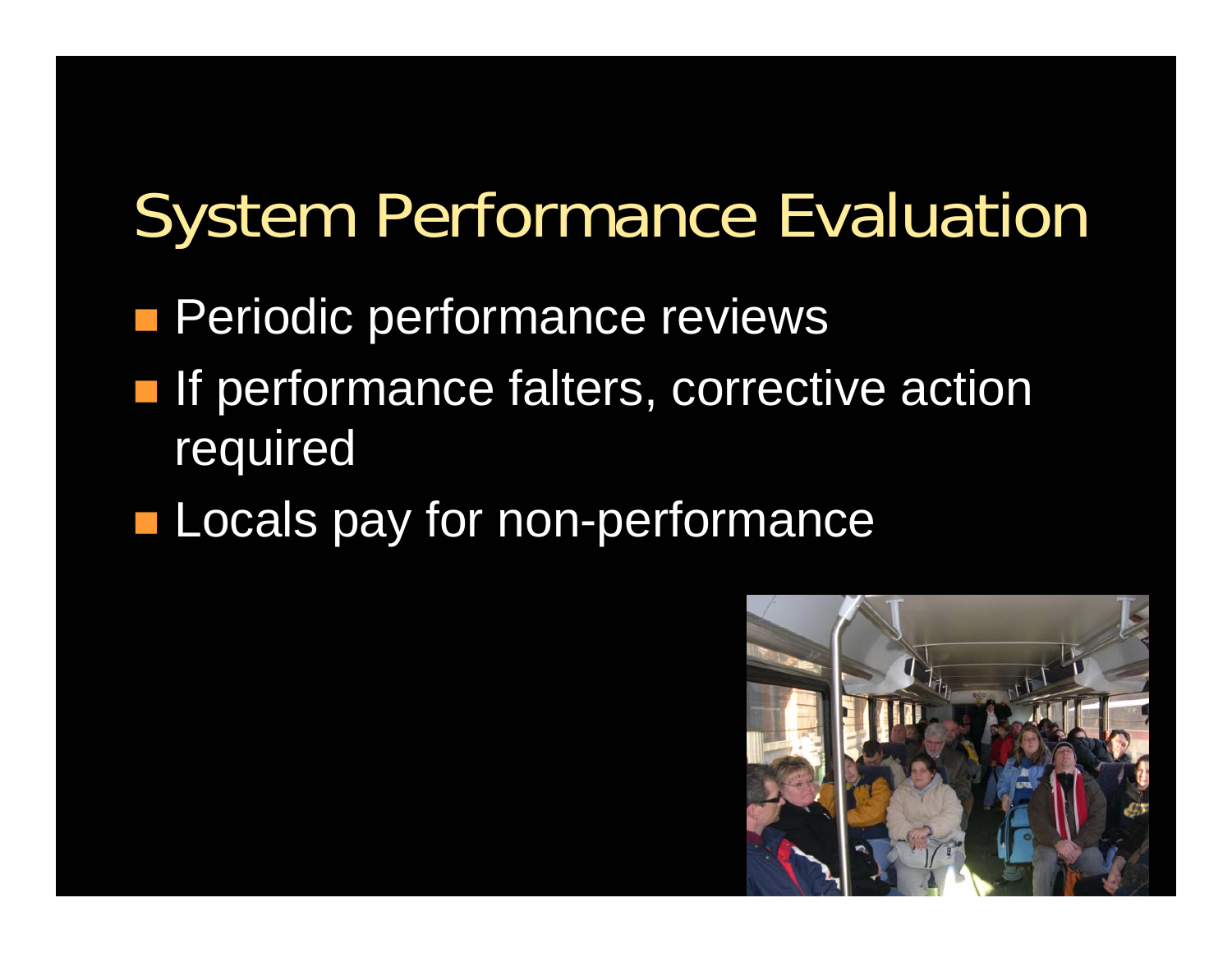# System Performance Evaluation

- Periodic performance reviews
- If performance falters, corrective action required
- Locals pay for non-performance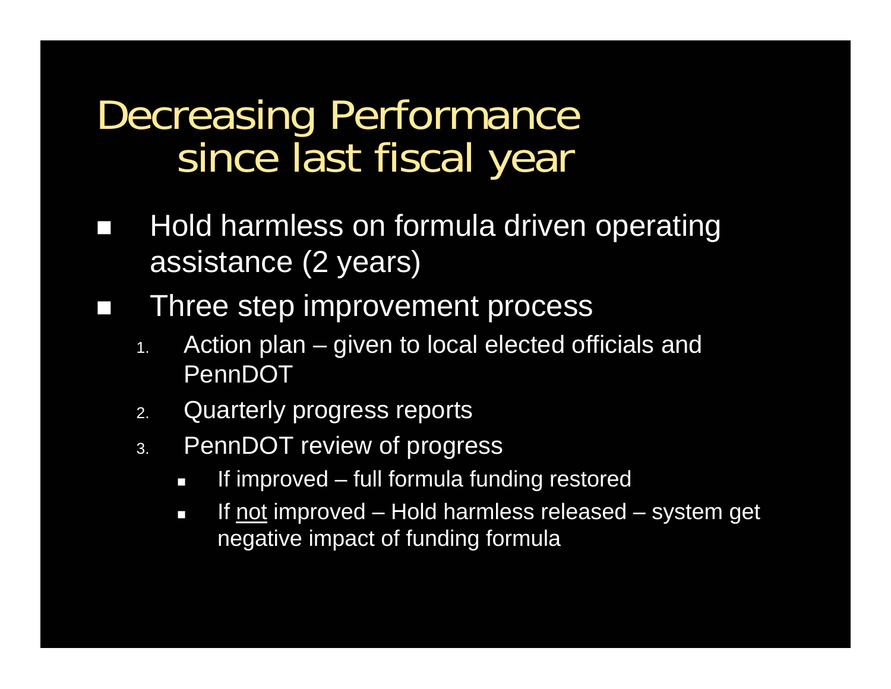# Decreasing Performance since last fiscal year

- Hold harmless on formula driven operating assistance (2 years)
- Three step improvement process
  1. Action plan – given to local elected officials and PennDOT
  2. Quarterly progress reports
  3. PennDOT review of progress
     - If improved – full formula funding restored
     - If <u>not</u> improved – Hold harmless released – system get negative impact of funding formula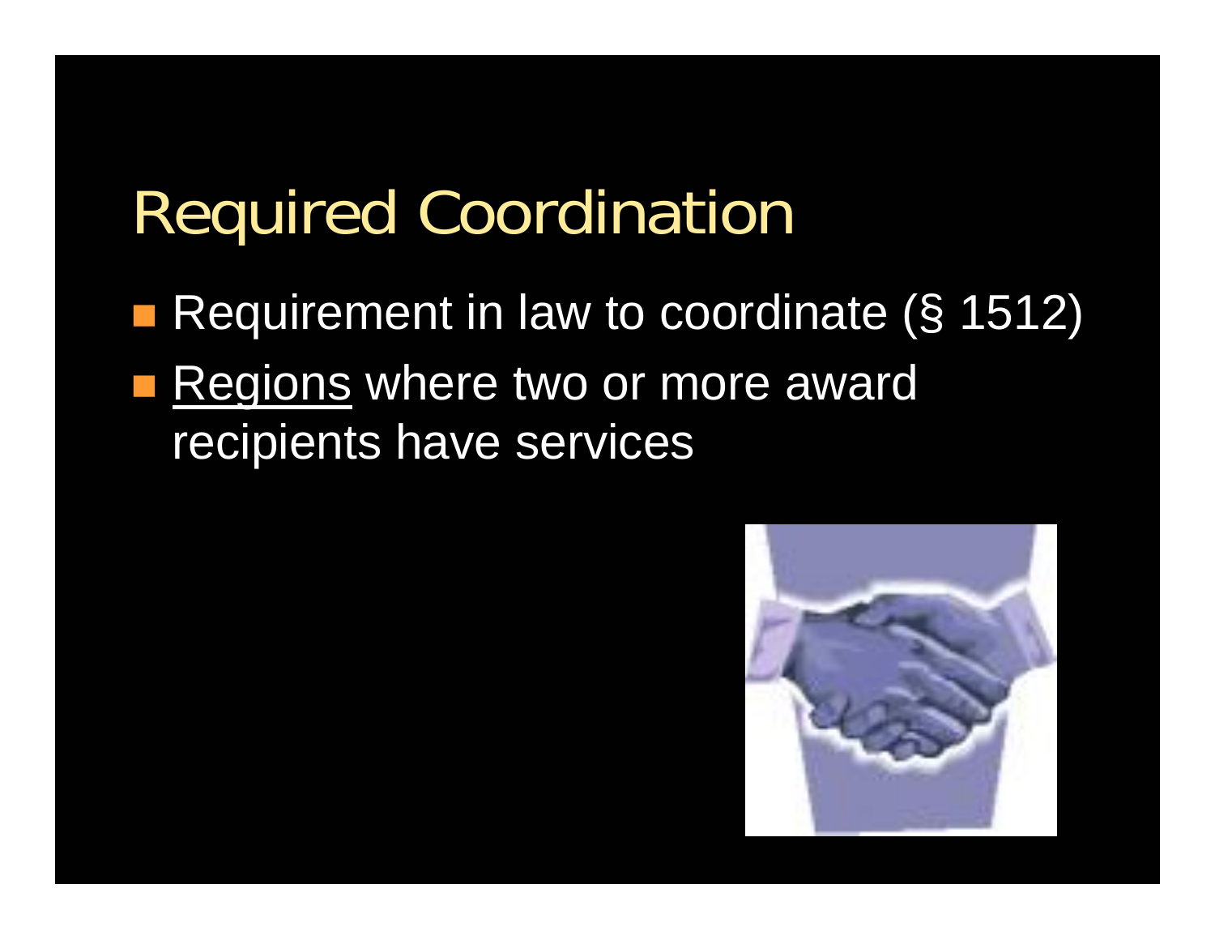# Required Coordination

- Requirement in law to coordinate (§ 1512)
- Regions where two or more award recipients have services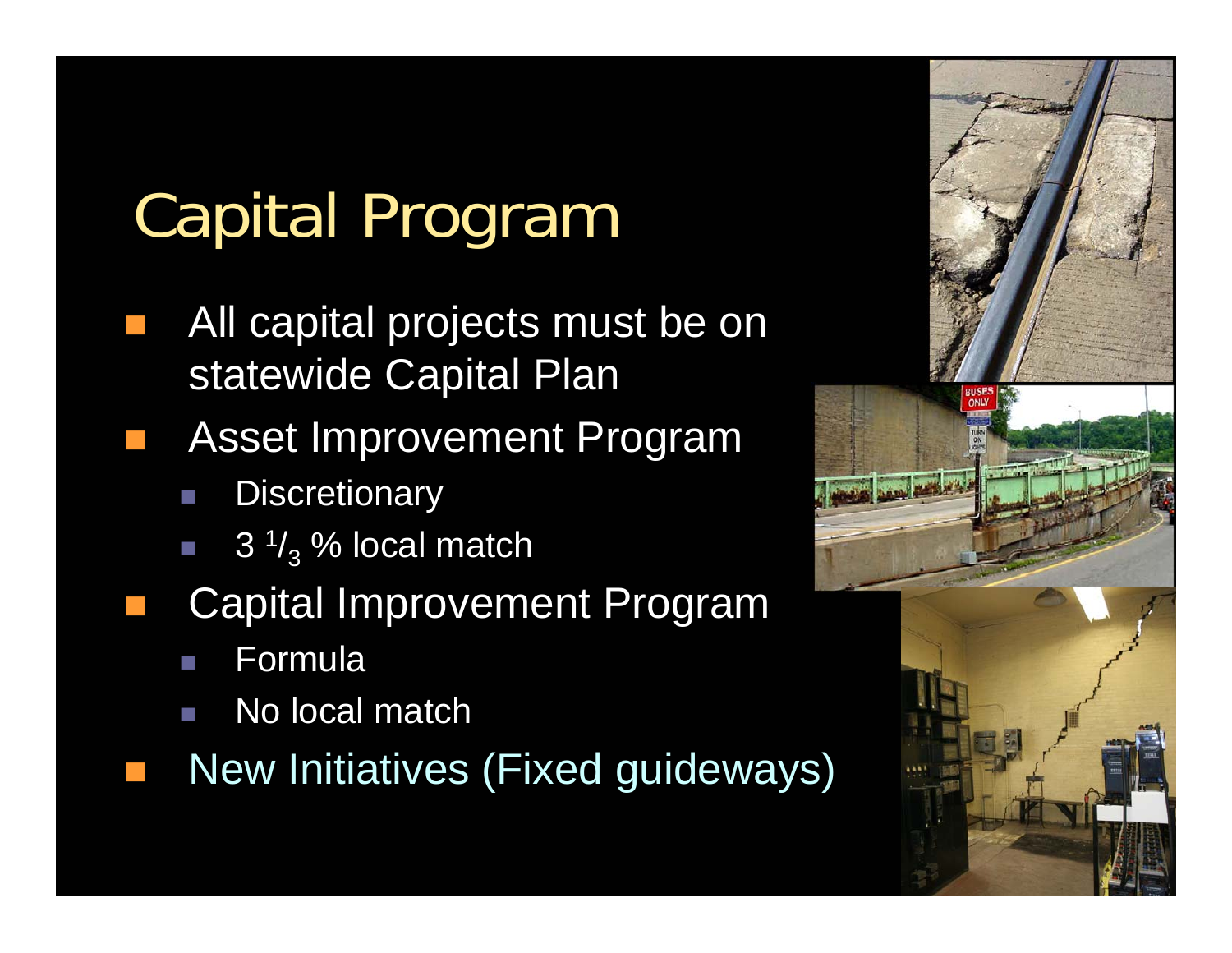# Capital Program

- All capital projects must be on statewide Capital Plan
- Asset Improvement Program
  - Discretionary
  - 3 $^{1}/_{3}$ % local match
- Capital Improvement Program
  - Formula
  - No local match
- New Initiatives (Fixed guideways)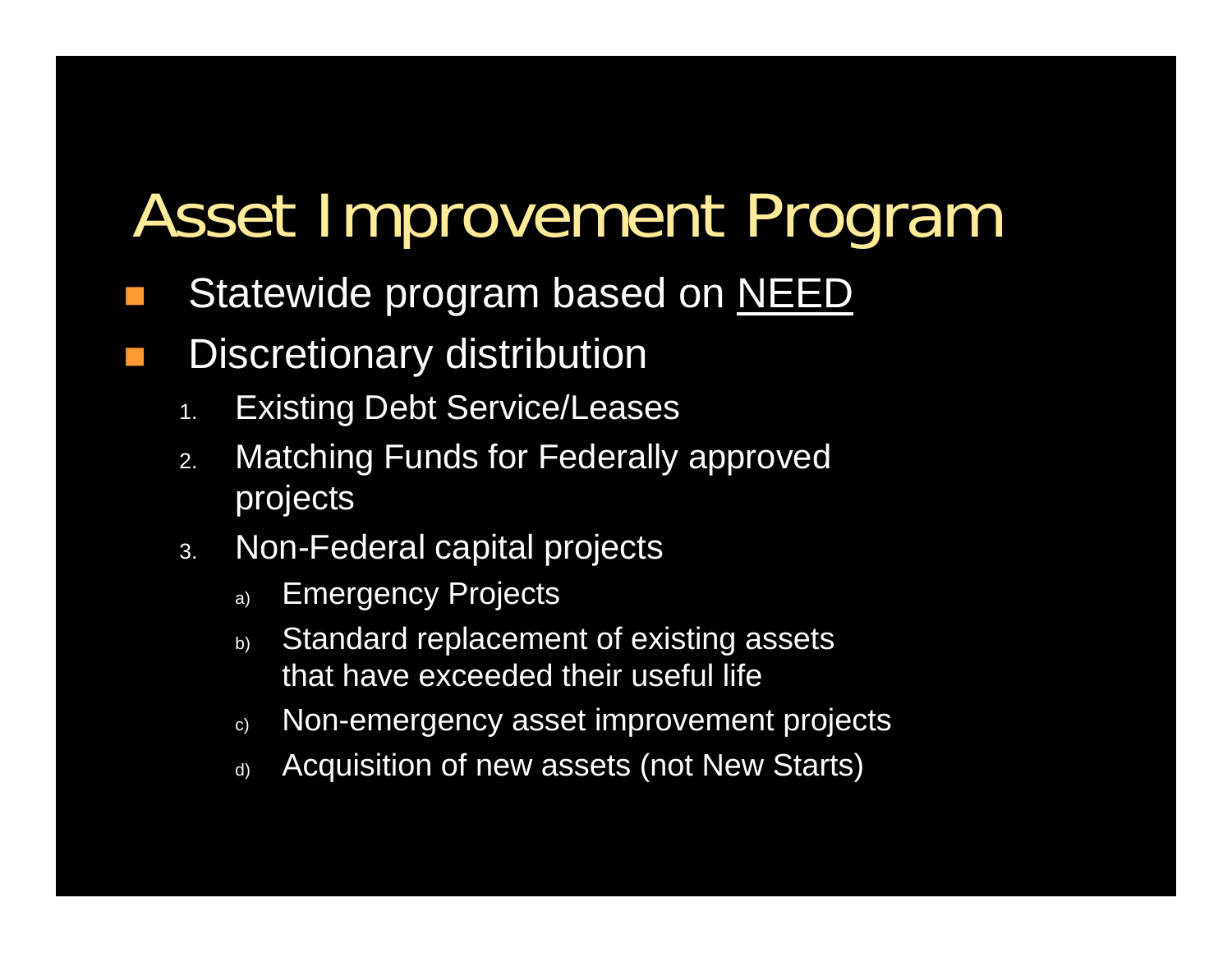# Asset Improvement Program

- Statewide program based on <u>NEED</u>
- Discretionary distribution
  1. Existing Debt Service/Leases
  2. Matching Funds for Federally approved projects
  3. Non-Federal capital projects
     a) Emergency Projects
     b) Standard replacement of existing assets that have exceeded their useful life
     c) Non-emergency asset improvement projects
     d) Acquisition of new assets (not New Starts)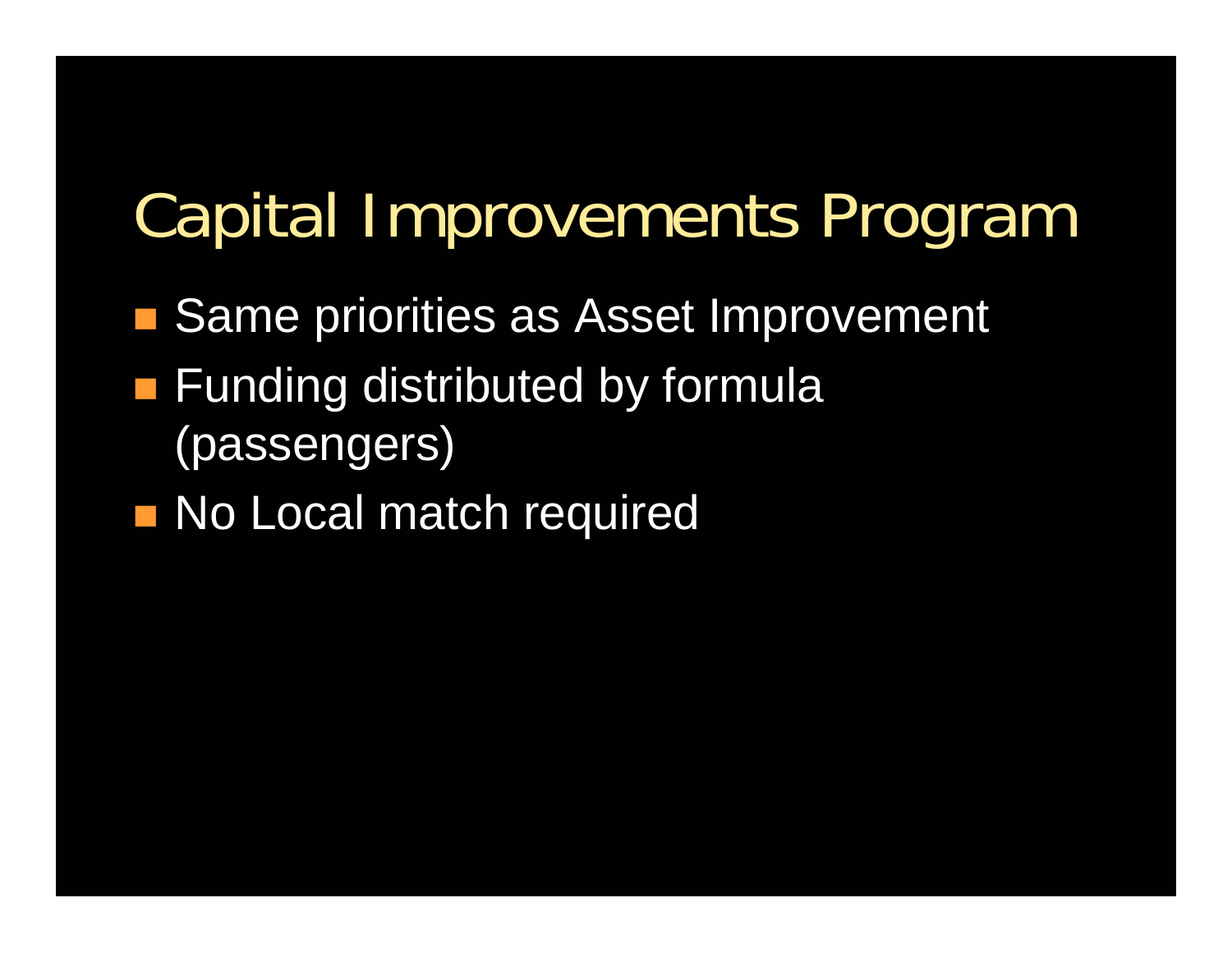# Capital Improvements Program

- Same priorities as Asset Improvement
- Funding distributed by formula (passengers)
- No Local match required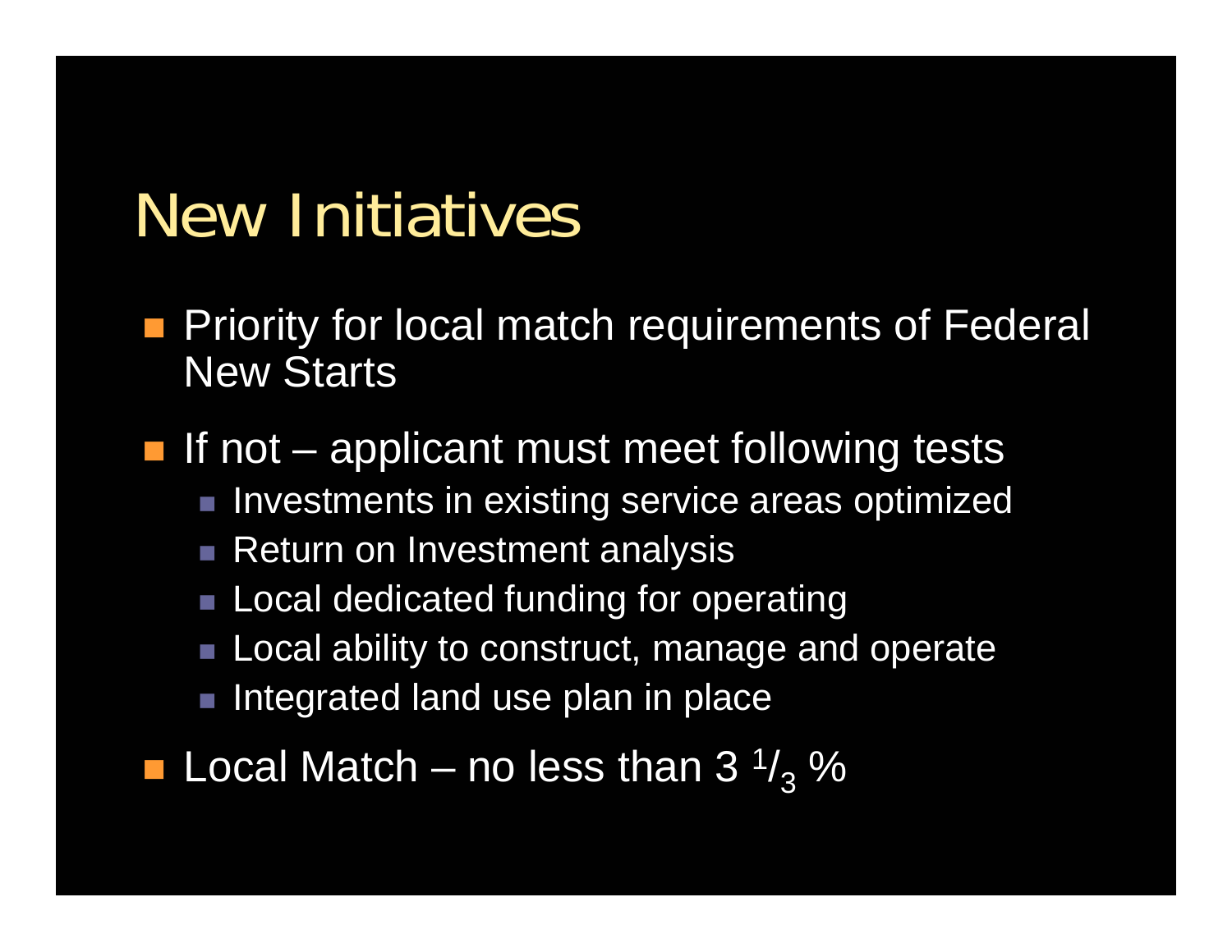# New Initiatives

- Priority for local match requirements of Federal New Starts
- If not – applicant must meet following tests
  - Investments in existing service areas optimized
  - Return on Investment analysis
  - Local dedicated funding for operating
  - Local ability to construct, manage and operate
  - Integrated land use plan in place
- Local Match – no less than 3 $^{1}/_{3}$ %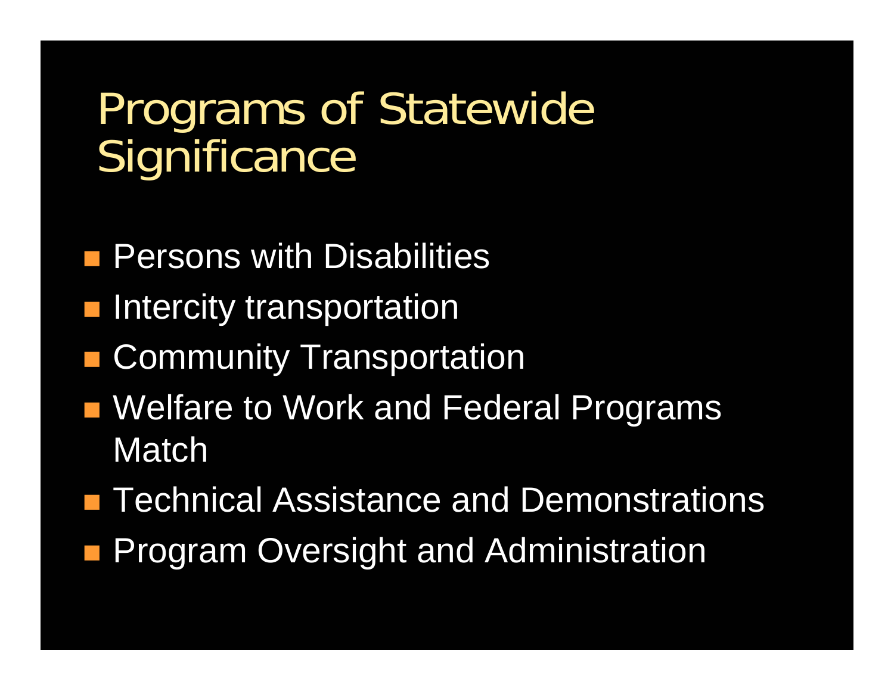# Programs of Statewide Significance

- Persons with Disabilities
- Intercity transportation
- Community Transportation
- Welfare to Work and Federal Programs Match
- Technical Assistance and Demonstrations
- Program Oversight and Administration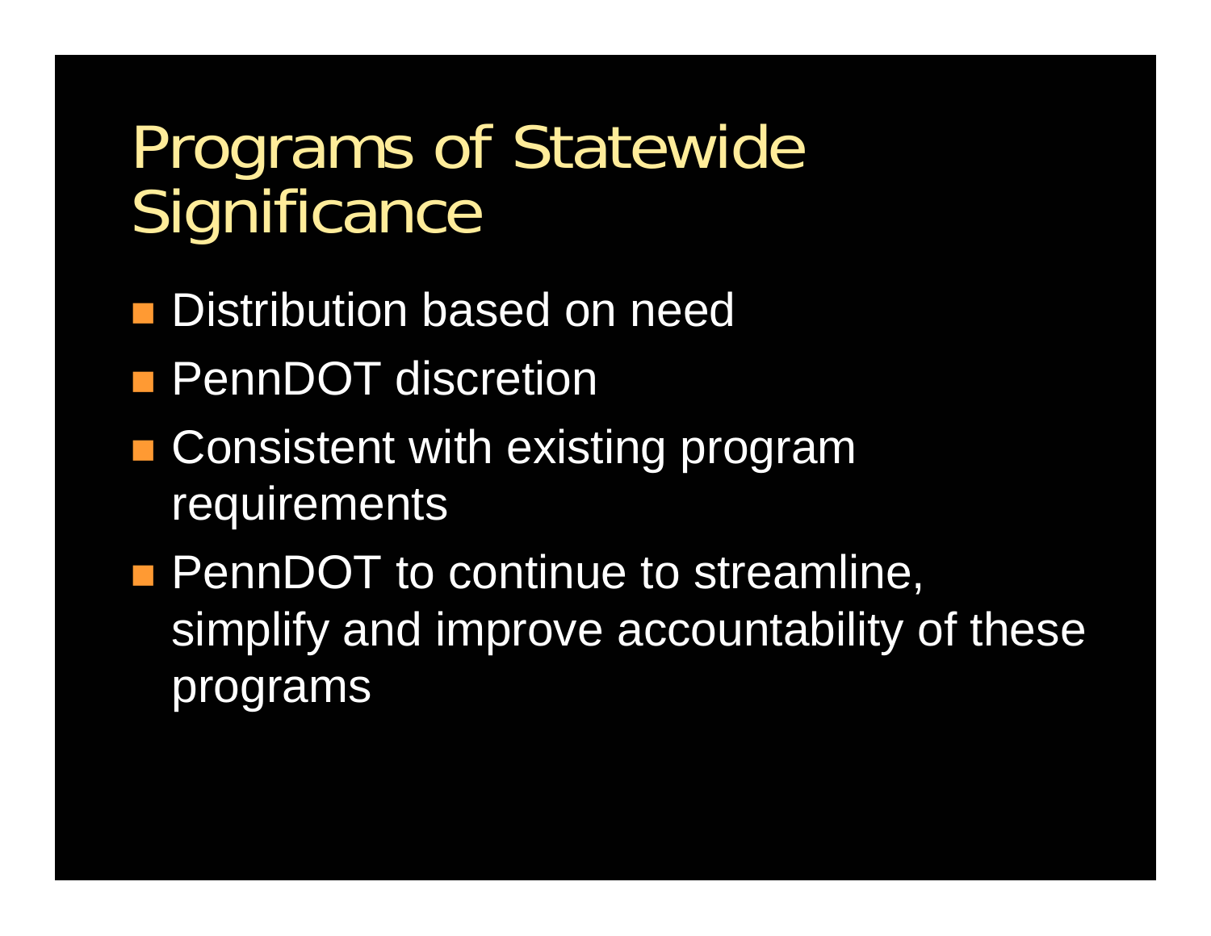# Programs of Statewide Significance

- Distribution based on need
- PennDOT discretion
- Consistent with existing program requirements
- PennDOT to continue to streamline, simplify and improve accountability of these programs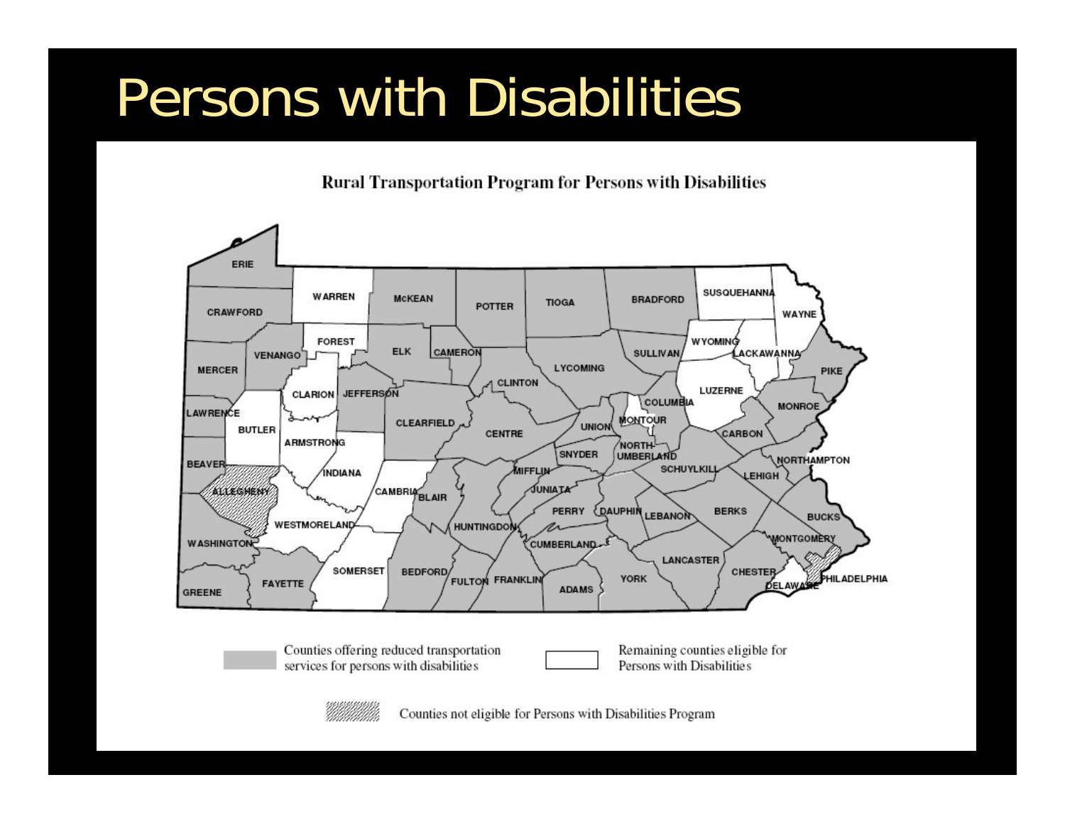# Persons with Disabilities

**Rural Transportation Program for Persons with Disabilities**

Counties offering reduced transportation services for persons with disabilities

Remaining counties eligible for Persons with Disabilities

Counties not eligible for Persons with Disabilities Program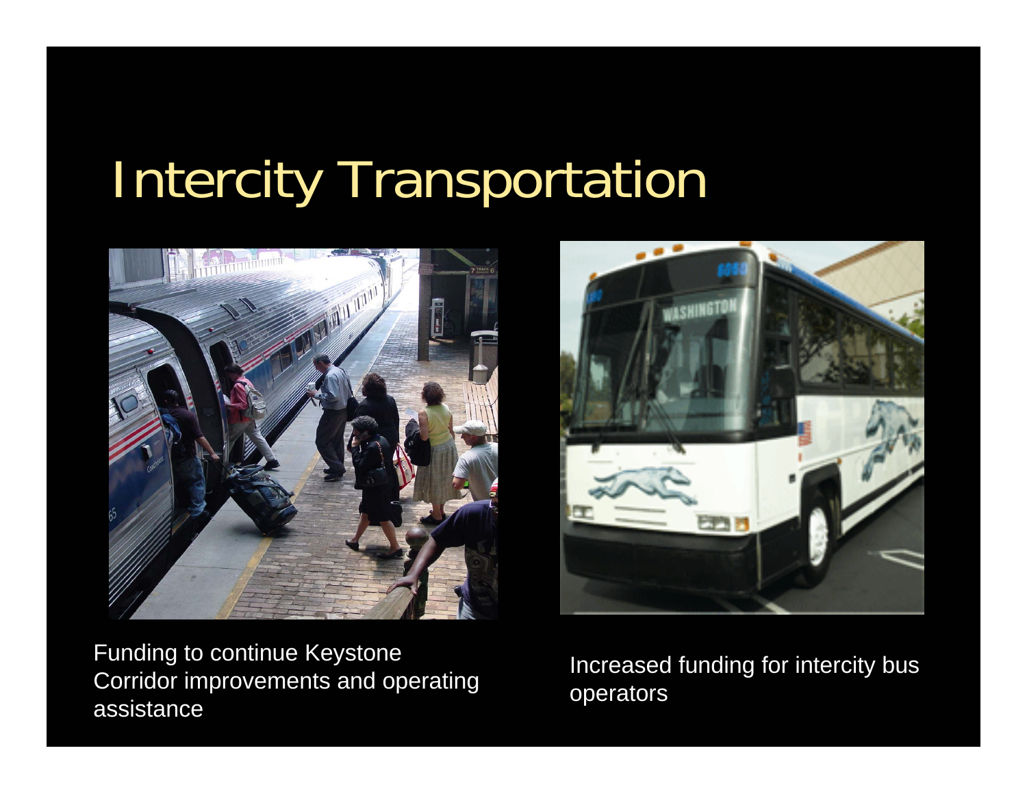# Intercity Transportation

Funding to continue Keystone Corridor improvements and operating assistance

Increased funding for intercity bus operators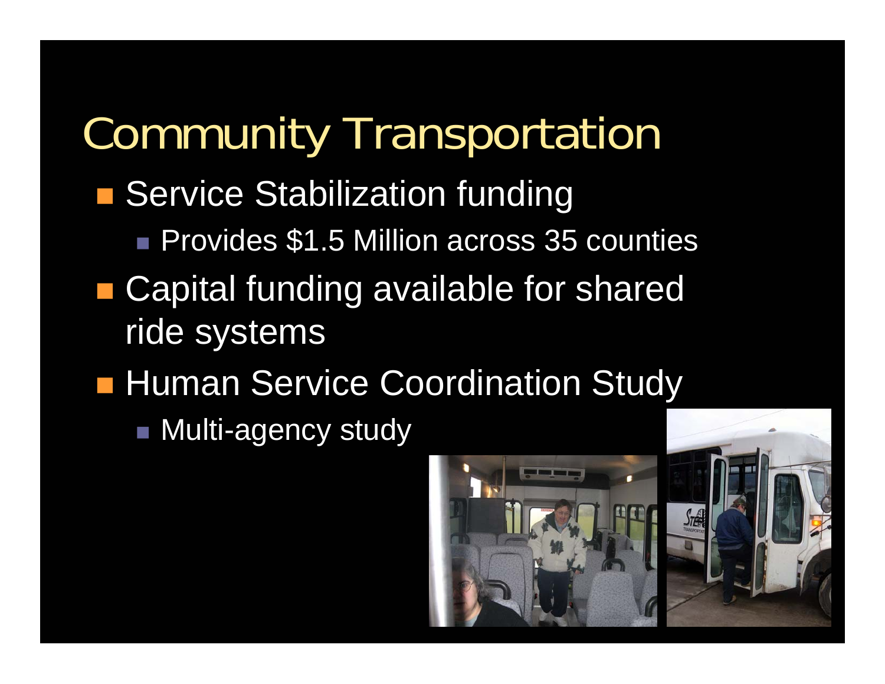# Community Transportation

- Service Stabilization funding
  - Provides $1.5 Million across 35 counties
- Capital funding available for shared ride systems
- Human Service Coordination Study
  - Multi-agency study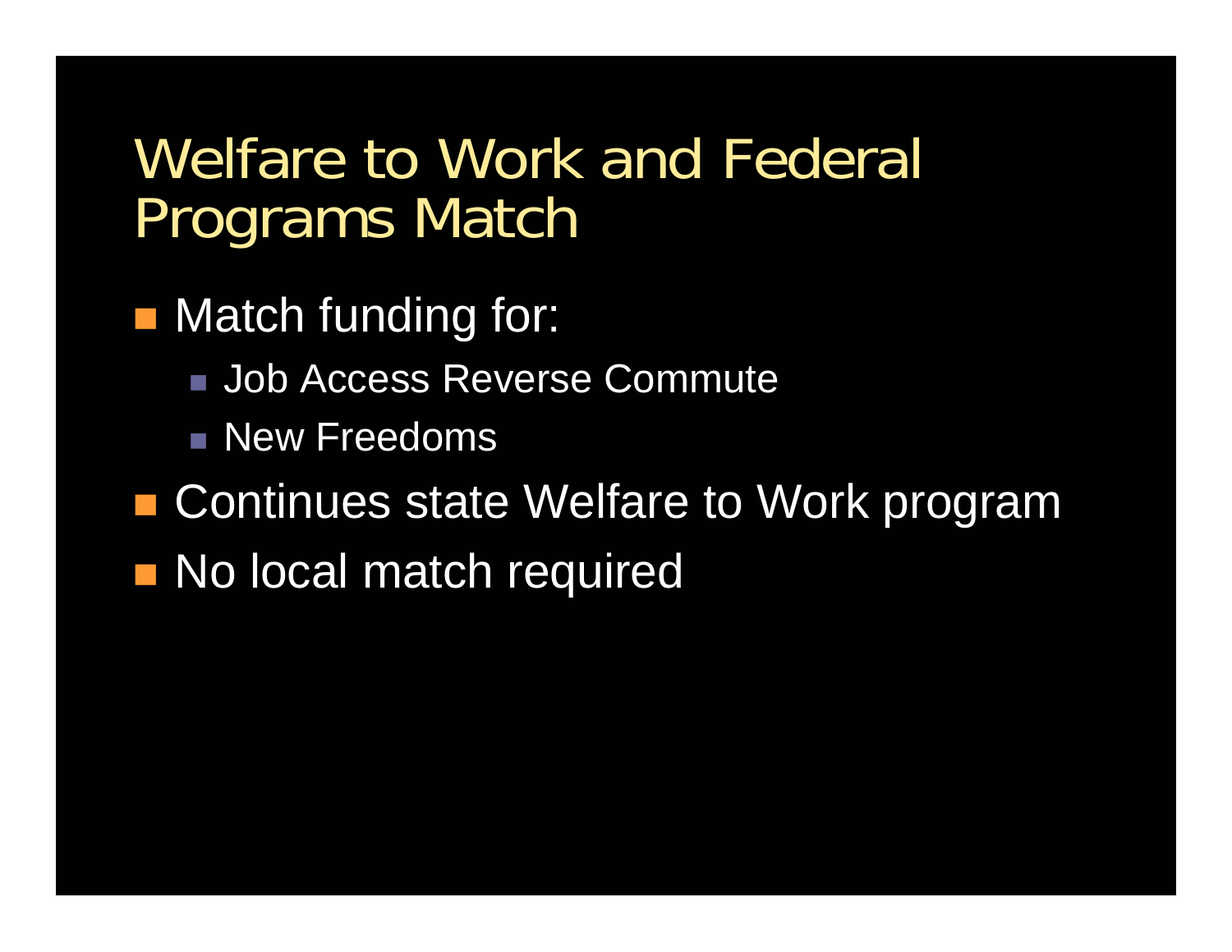# Welfare to Work and Federal Programs Match

- Match funding for:
  - Job Access Reverse Commute
  - New Freedoms
- Continues state Welfare to Work program
- No local match required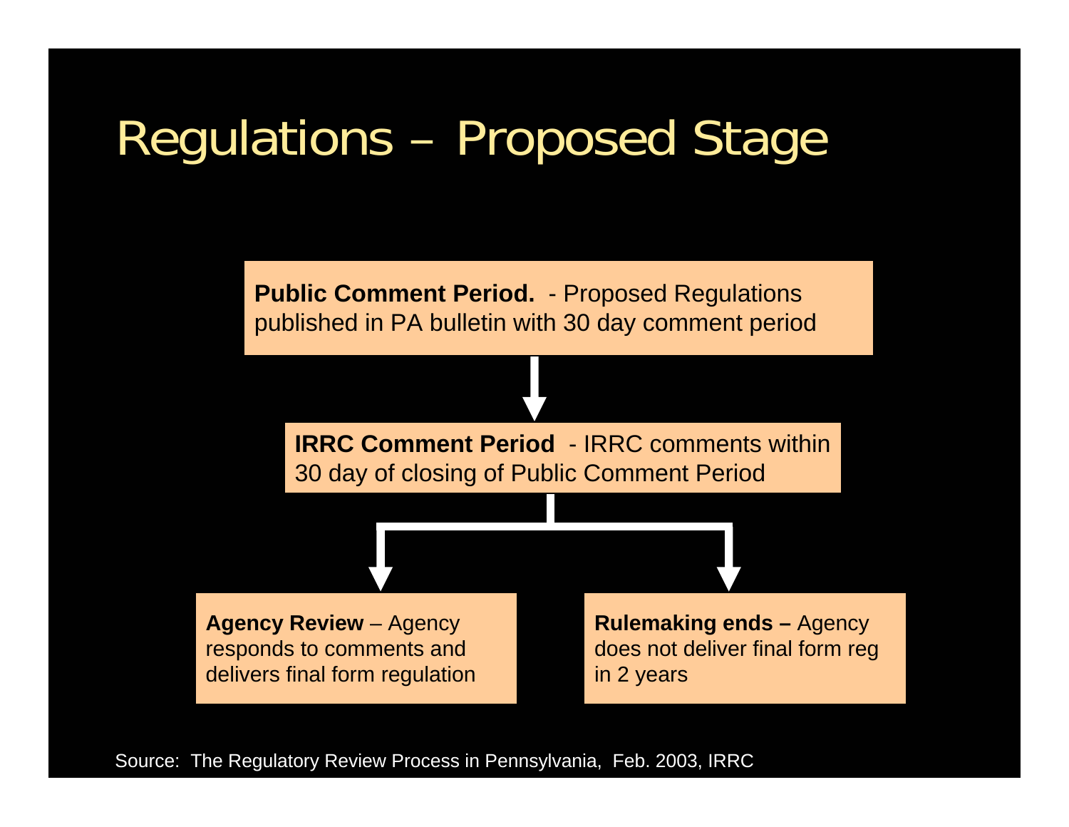# Regulations – Proposed Stage

**Public Comment Period.** - Proposed Regulations published in PA bulletin with 30 day comment period

↓

**IRRC Comment Period** - IRRC comments within 30 day of closing of Public Comment Period

↓

- **Agency Review** – Agency responds to comments and delivers final form regulation
- **Rulemaking ends –** Agency does not deliver final form reg in 2 years

Source: The Regulatory Review Process in Pennsylvania, Feb. 2003, IRRC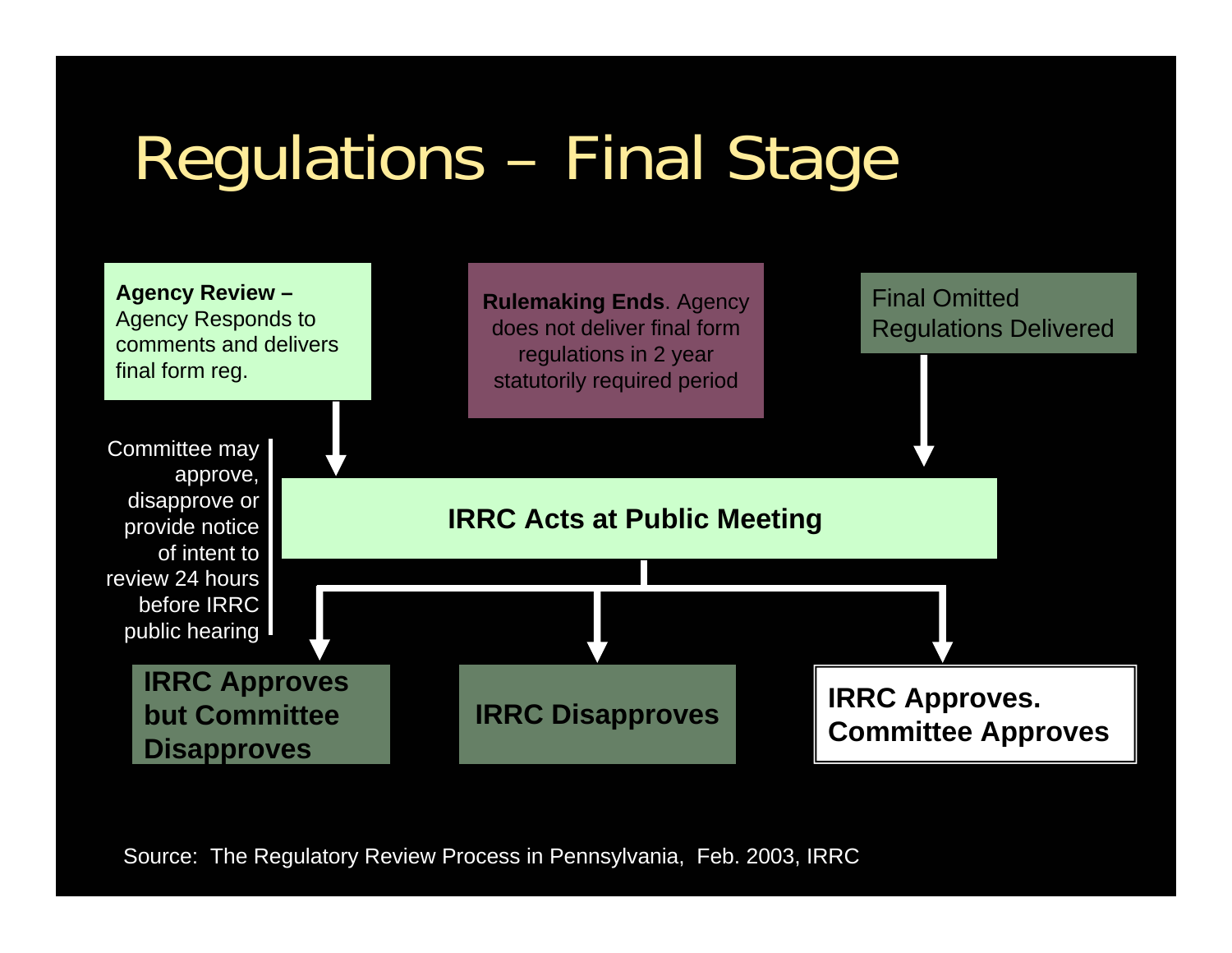# Regulations – Final Stage

**Agency Review –** Agency Responds to comments and delivers final form reg.

**Rulemaking Ends**. Agency does not deliver final form regulations in 2 year statutorily required period

Final Omitted Regulations Delivered

Committee may approve, disapprove or provide notice of intent to review 24 hours before IRRC public hearing

**IRRC Acts at Public Meeting**

**IRRC Approves but Committee Disapproves**

**IRRC Disapproves**

**IRRC Approves. Committee Approves**

Source: The Regulatory Review Process in Pennsylvania, Feb. 2003, IRRC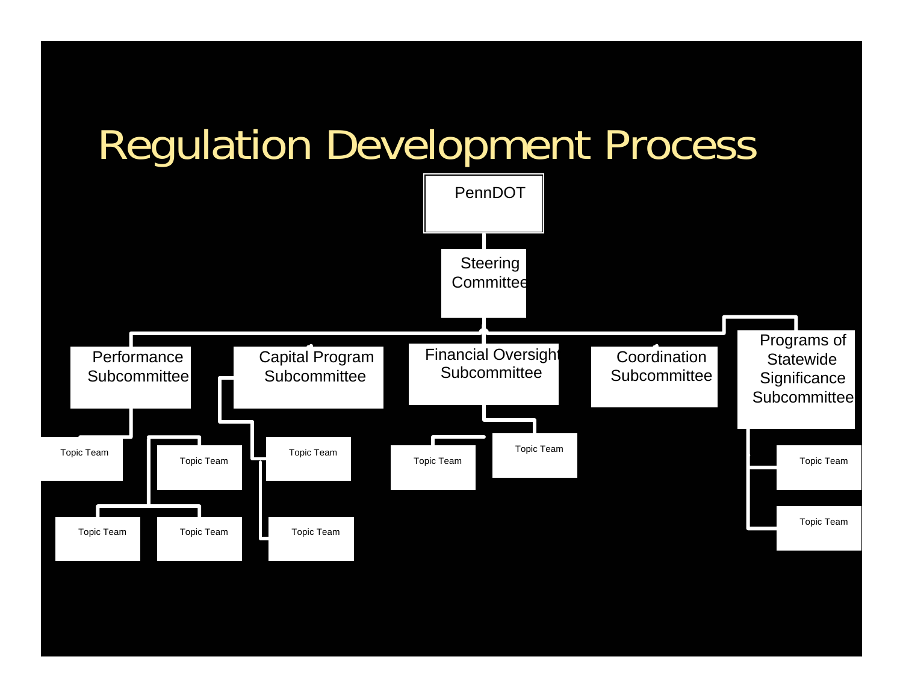# Regulation Development Process

PennDOT

Steering Committee

Performance Subcommittee

Capital Program Subcommittee

Financial Oversight Subcommittee

Coordination Subcommittee

Programs of Statewide Significance Subcommittee

Topic Team

Topic Team

Topic Team

Topic Team

Topic Team

Topic Team

Topic Team

Topic Team

Topic Team

Topic Team

Topic Team